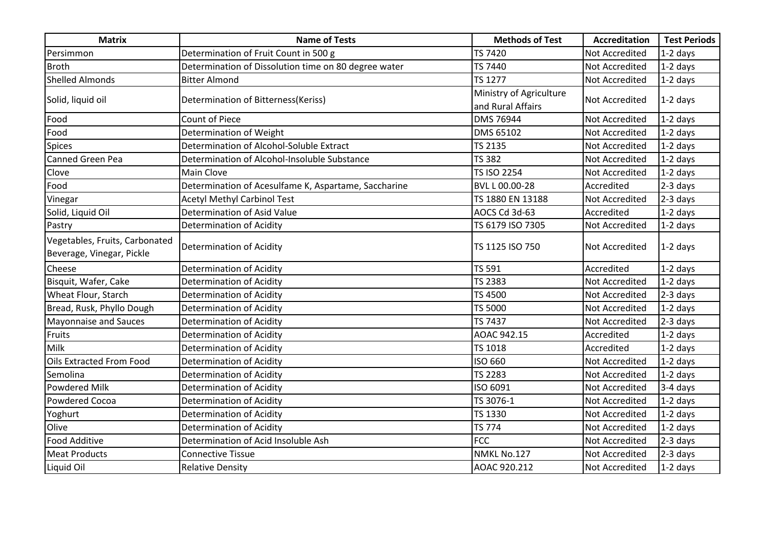| Matrix | Name of Tests | Methods of Test | Accreditation | Test Periods |
|---|---|---|---|---|
| Persimmon | Determination of Fruit Count in 500 g | TS 7420 | Not Accredited | 1-2 days |
| Broth | Determination of Dissolution time on 80 degree water | TS 7440 | Not Accredited | 1-2 days |
| Shelled Almonds | Bitter Almond | TS 1277 | Not Accredited | 1-2 days |
| Solid, liquid oil | Determination of Bitterness(Keriss) | Ministry of Agriculture and Rural Affairs | Not Accredited | 1-2 days |
| Food | Count of Piece | DMS 76944 | Not Accredited | 1-2 days |
| Food | Determination of Weight | DMS 65102 | Not Accredited | 1-2 days |
| Spices | Determination of Alcohol-Soluble Extract | TS 2135 | Not Accredited | 1-2 days |
| Canned Green Pea | Determination of Alcohol-Insoluble Substance | TS 382 | Not Accredited | 1-2 days |
| Clove | Main Clove | TS ISO 2254 | Not Accredited | 1-2 days |
| Food | Determination of Acesulfame K, Aspartame, Saccharine | BVL L 00.00-28 | Accredited | 2-3 days |
| Vinegar | Acetyl Methyl Carbinol Test | TS 1880 EN 13188 | Not Accredited | 2-3 days |
| Solid, Liquid Oil | Determination of Asid Value | AOCS Cd 3d-63 | Accredited | 1-2 days |
| Pastry | Determination of Acidity | TS 6179 ISO 7305 | Not Accredited | 1-2 days |
| Vegetables, Fruits, Carbonated Beverage, Vinegar, Pickle | Determination of Acidity | TS 1125 ISO 750 | Not Accredited | 1-2 days |
| Cheese | Determination of Acidity | TS 591 | Accredited | 1-2 days |
| Bisquit, Wafer, Cake | Determination of Acidity | TS 2383 | Not Accredited | 1-2 days |
| Wheat Flour, Starch | Determination of Acidity | TS 4500 | Not Accredited | 2-3 days |
| Bread, Rusk, Phyllo Dough | Determination of Acidity | TS 5000 | Not Accredited | 1-2 days |
| Mayonnaise and Sauces | Determination of Acidity | TS 7437 | Not Accredited | 2-3 days |
| Fruits | Determination of Acidity | AOAC 942.15 | Accredited | 1-2 days |
| Milk | Determination of Acidity | TS 1018 | Accredited | 1-2 days |
| Oils Extracted From Food | Determination of Acidity | ISO 660 | Not Accredited | 1-2 days |
| Semolina | Determination of Acidity | TS 2283 | Not Accredited | 1-2 days |
| Powdered Milk | Determination of Acidity | ISO 6091 | Not Accredited | 3-4 days |
| Powdered Cocoa | Determination of Acidity | TS 3076-1 | Not Accredited | 1-2 days |
| Yoghurt | Determination of Acidity | TS 1330 | Not Accredited | 1-2 days |
| Olive | Determination of Acidity | TS 774 | Not Accredited | 1-2 days |
| Food Additive | Determination of Acid Insoluble Ash | FCC | Not Accredited | 2-3 days |
| Meat Products | Connective Tissue | NMKL No.127 | Not Accredited | 2-3 days |
| Liquid Oil | Relative Density | AOAC 920.212 | Not Accredited | 1-2 days |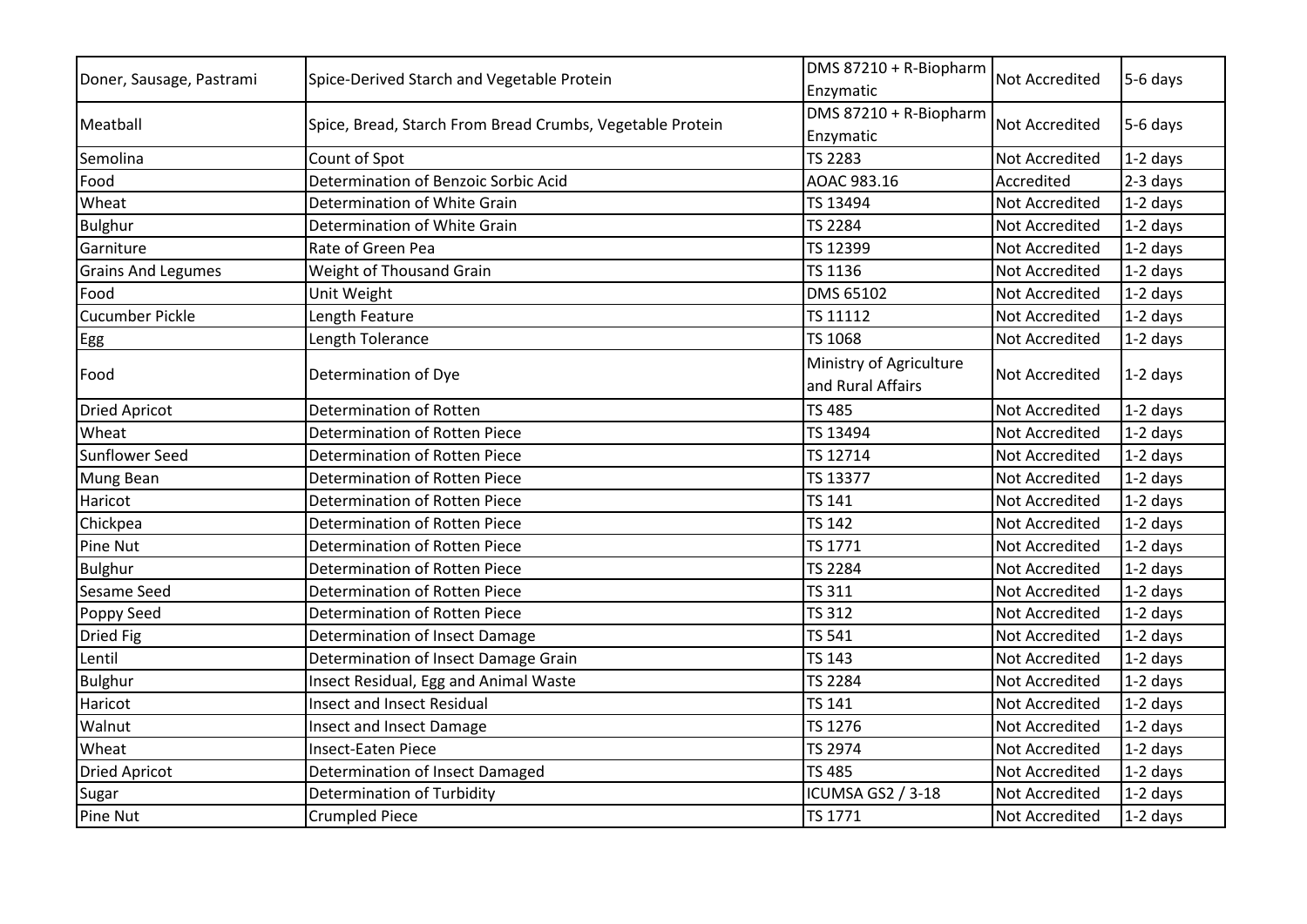| Doner, Sausage, Pastrami | Spice-Derived Starch and Vegetable Protein | DMS 87210 + R-Biopharm Enzymatic | Not Accredited | 5-6 days |
|---|---|---|---|---|
| Meatball | Spice, Bread, Starch From Bread Crumbs, Vegetable Protein | DMS 87210 + R-Biopharm Enzymatic | Not Accredited | 5-6 days |
| Semolina | Count of Spot | TS 2283 | Not Accredited | 1-2 days |
| Food | Determination of Benzoic Sorbic Acid | AOAC 983.16 | Accredited | 2-3 days |
| Wheat | Determination of White Grain | TS 13494 | Not Accredited | 1-2 days |
| Bulghur | Determination of White Grain | TS 2284 | Not Accredited | 1-2 days |
| Garniture | Rate of Green Pea | TS 12399 | Not Accredited | 1-2 days |
| Grains And Legumes | Weight of Thousand Grain | TS 1136 | Not Accredited | 1-2 days |
| Food | Unit Weight | DMS 65102 | Not Accredited | 1-2 days |
| Cucumber Pickle | Length Feature | TS 11112 | Not Accredited | 1-2 days |
| Egg | Length Tolerance | TS 1068 | Not Accredited | 1-2 days |
| Food | Determination of Dye | Ministry of Agriculture and Rural Affairs | Not Accredited | 1-2 days |
| Dried Apricot | Determination of Rotten | TS 485 | Not Accredited | 1-2 days |
| Wheat | Determination of Rotten Piece | TS 13494 | Not Accredited | 1-2 days |
| Sunflower Seed | Determination of Rotten Piece | TS 12714 | Not Accredited | 1-2 days |
| Mung Bean | Determination of Rotten Piece | TS 13377 | Not Accredited | 1-2 days |
| Haricot | Determination of Rotten Piece | TS 141 | Not Accredited | 1-2 days |
| Chickpea | Determination of Rotten Piece | TS 142 | Not Accredited | 1-2 days |
| Pine Nut | Determination of Rotten Piece | TS 1771 | Not Accredited | 1-2 days |
| Bulghur | Determination of Rotten Piece | TS 2284 | Not Accredited | 1-2 days |
| Sesame Seed | Determination of Rotten Piece | TS 311 | Not Accredited | 1-2 days |
| Poppy Seed | Determination of Rotten Piece | TS 312 | Not Accredited | 1-2 days |
| Dried Fig | Determination of Insect Damage | TS 541 | Not Accredited | 1-2 days |
| Lentil | Determination of Insect Damage Grain | TS 143 | Not Accredited | 1-2 days |
| Bulghur | Insect Residual, Egg and Animal Waste | TS 2284 | Not Accredited | 1-2 days |
| Haricot | Insect and Insect Residual | TS 141 | Not Accredited | 1-2 days |
| Walnut | Insect and Insect Damage | TS 1276 | Not Accredited | 1-2 days |
| Wheat | Insect-Eaten Piece | TS 2974 | Not Accredited | 1-2 days |
| Dried Apricot | Determination of Insect Damaged | TS 485 | Not Accredited | 1-2 days |
| Sugar | Determination of Turbidity | ICUMSA GS2 / 3-18 | Not Accredited | 1-2 days |
| Pine Nut | Crumpled Piece | TS 1771 | Not Accredited | 1-2 days |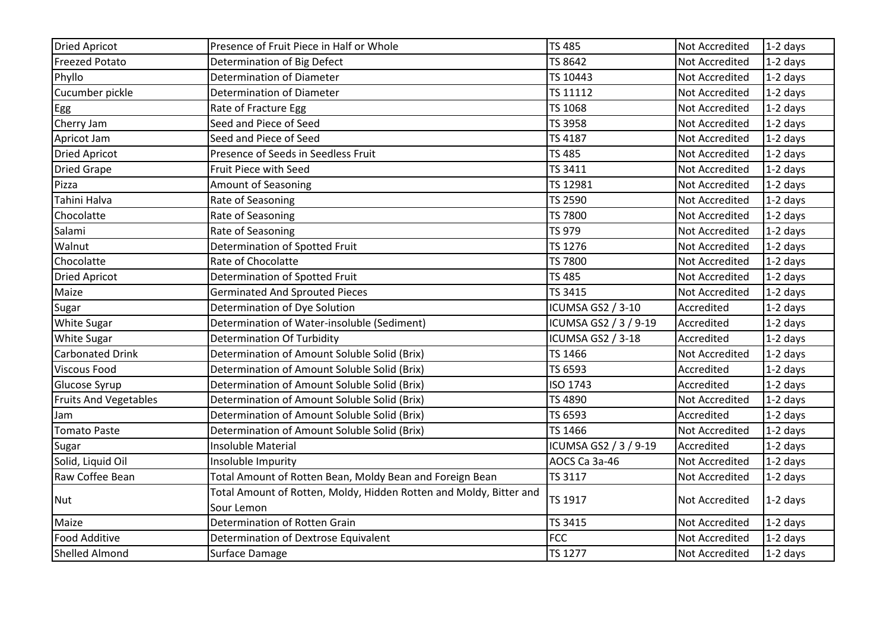| Dried Apricot | Presence of Fruit Piece in Half or Whole | TS 485 | Not Accredited | 1-2 days |
|---|---|---|---|---|
| Freezed Potato | Determination of Big Defect | TS 8642 | Not Accredited | 1-2 days |
| Phyllo | Determination of Diameter | TS 10443 | Not Accredited | 1-2 days |
| Cucumber pickle | Determination of Diameter | TS 11112 | Not Accredited | 1-2 days |
| Egg | Rate of Fracture Egg | TS 1068 | Not Accredited | 1-2 days |
| Cherry Jam | Seed and Piece of Seed | TS 3958 | Not Accredited | 1-2 days |
| Apricot Jam | Seed and Piece of Seed | TS 4187 | Not Accredited | 1-2 days |
| Dried Apricot | Presence of Seeds in Seedless Fruit | TS 485 | Not Accredited | 1-2 days |
| Dried Grape | Fruit Piece with Seed | TS 3411 | Not Accredited | 1-2 days |
| Pizza | Amount of Seasoning | TS 12981 | Not Accredited | 1-2 days |
| Tahini Halva | Rate of Seasoning | TS 2590 | Not Accredited | 1-2 days |
| Chocolatte | Rate of Seasoning | TS 7800 | Not Accredited | 1-2 days |
| Salami | Rate of Seasoning | TS 979 | Not Accredited | 1-2 days |
| Walnut | Determination of Spotted Fruit | TS 1276 | Not Accredited | 1-2 days |
| Chocolatte | Rate of Chocolatte | TS 7800 | Not Accredited | 1-2 days |
| Dried Apricot | Determination of Spotted Fruit | TS 485 | Not Accredited | 1-2 days |
| Maize | Germinated And Sprouted Pieces | TS 3415 | Not Accredited | 1-2 days |
| Sugar | Determination of Dye Solution | ICUMSA GS2 / 3-10 | Accredited | 1-2 days |
| White Sugar | Determination of Water-insoluble (Sediment) | ICUMSA GS2 / 3 / 9-19 | Accredited | 1-2 days |
| White Sugar | Determination Of Turbidity | ICUMSA GS2 / 3-18 | Accredited | 1-2 days |
| Carbonated Drink | Determination of Amount Soluble Solid (Brix) | TS 1466 | Not Accredited | 1-2 days |
| Viscous Food | Determination of Amount Soluble Solid (Brix) | TS 6593 | Accredited | 1-2 days |
| Glucose Syrup | Determination of Amount Soluble Solid (Brix) | ISO 1743 | Accredited | 1-2 days |
| Fruits And Vegetables | Determination of Amount Soluble Solid (Brix) | TS 4890 | Not Accredited | 1-2 days |
| Jam | Determination of Amount Soluble Solid (Brix) | TS 6593 | Accredited | 1-2 days |
| Tomato Paste | Determination of Amount Soluble Solid (Brix) | TS 1466 | Not Accredited | 1-2 days |
| Sugar | Insoluble Material | ICUMSA GS2 / 3 / 9-19 | Accredited | 1-2 days |
| Solid, Liquid Oil | Insoluble Impurity | AOCS Ca 3a-46 | Not Accredited | 1-2 days |
| Raw Coffee Bean | Total Amount of Rotten Bean, Moldy Bean and Foreign Bean | TS 3117 | Not Accredited | 1-2 days |
| Nut | Total Amount of Rotten, Moldy, Hidden Rotten and Moldy, Bitter and Sour Lemon | TS 1917 | Not Accredited | 1-2 days |
| Maize | Determination of Rotten Grain | TS 3415 | Not Accredited | 1-2 days |
| Food Additive | Determination of Dextrose Equivalent | FCC | Not Accredited | 1-2 days |
| Shelled Almond | Surface Damage | TS 1277 | Not Accredited | 1-2 days |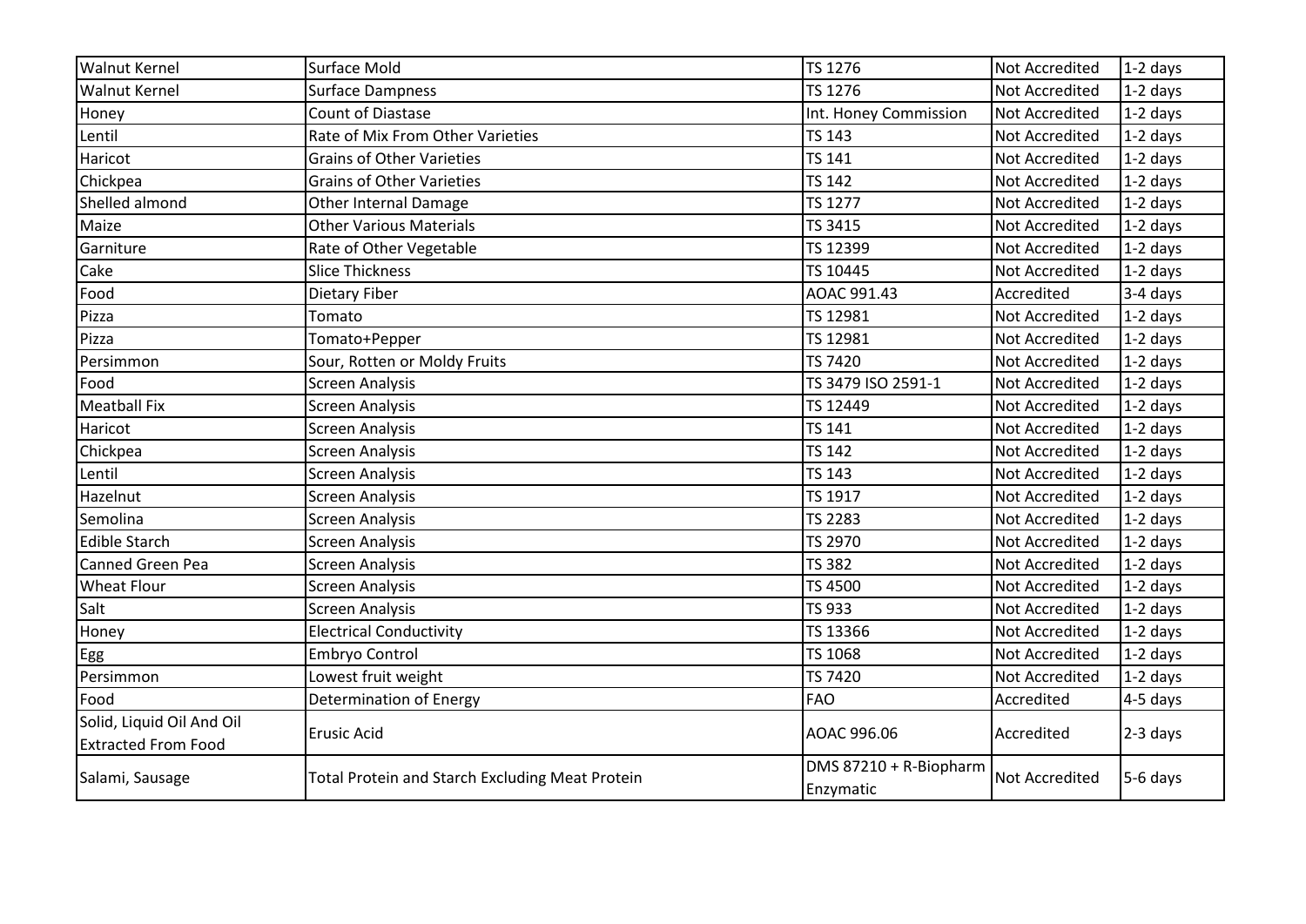| Walnut Kernel | Surface Mold | TS 1276 | Not Accredited | 1-2 days |
|---|---|---|---|---|
| Walnut Kernel | Surface Dampness | TS 1276 | Not Accredited | 1-2 days |
| Honey | Count of Diastase | Int. Honey Commission | Not Accredited | 1-2 days |
| Lentil | Rate of Mix From Other Varieties | TS 143 | Not Accredited | 1-2 days |
| Haricot | Grains of Other Varieties | TS 141 | Not Accredited | 1-2 days |
| Chickpea | Grains of Other Varieties | TS 142 | Not Accredited | 1-2 days |
| Shelled almond | Other Internal Damage | TS 1277 | Not Accredited | 1-2 days |
| Maize | Other Various Materials | TS 3415 | Not Accredited | 1-2 days |
| Garniture | Rate of Other Vegetable | TS 12399 | Not Accredited | 1-2 days |
| Cake | Slice Thickness | TS 10445 | Not Accredited | 1-2 days |
| Food | Dietary Fiber | AOAC 991.43 | Accredited | 3-4 days |
| Pizza | Tomato | TS 12981 | Not Accredited | 1-2 days |
| Pizza | Tomato+Pepper | TS 12981 | Not Accredited | 1-2 days |
| Persimmon | Sour, Rotten or Moldy Fruits | TS 7420 | Not Accredited | 1-2 days |
| Food | Screen Analysis | TS 3479 ISO 2591-1 | Not Accredited | 1-2 days |
| Meatball Fix | Screen Analysis | TS 12449 | Not Accredited | 1-2 days |
| Haricot | Screen Analysis | TS 141 | Not Accredited | 1-2 days |
| Chickpea | Screen Analysis | TS 142 | Not Accredited | 1-2 days |
| Lentil | Screen Analysis | TS 143 | Not Accredited | 1-2 days |
| Hazelnut | Screen Analysis | TS 1917 | Not Accredited | 1-2 days |
| Semolina | Screen Analysis | TS 2283 | Not Accredited | 1-2 days |
| Edible Starch | Screen Analysis | TS 2970 | Not Accredited | 1-2 days |
| Canned Green Pea | Screen Analysis | TS 382 | Not Accredited | 1-2 days |
| Wheat Flour | Screen Analysis | TS 4500 | Not Accredited | 1-2 days |
| Salt | Screen Analysis | TS 933 | Not Accredited | 1-2 days |
| Honey | Electrical Conductivity | TS 13366 | Not Accredited | 1-2 days |
| Egg | Embryo Control | TS 1068 | Not Accredited | 1-2 days |
| Persimmon | Lowest fruit weight | TS 7420 | Not Accredited | 1-2 days |
| Food | Determination of Energy | FAO | Accredited | 4-5 days |
| Solid, Liquid Oil And Oil Extracted From Food | Erusic Acid | AOAC 996.06 | Accredited | 2-3 days |
| Salami, Sausage | Total Protein and Starch Excluding Meat Protein | DMS 87210 + R-Biopharm Enzymatic | Not Accredited | 5-6 days |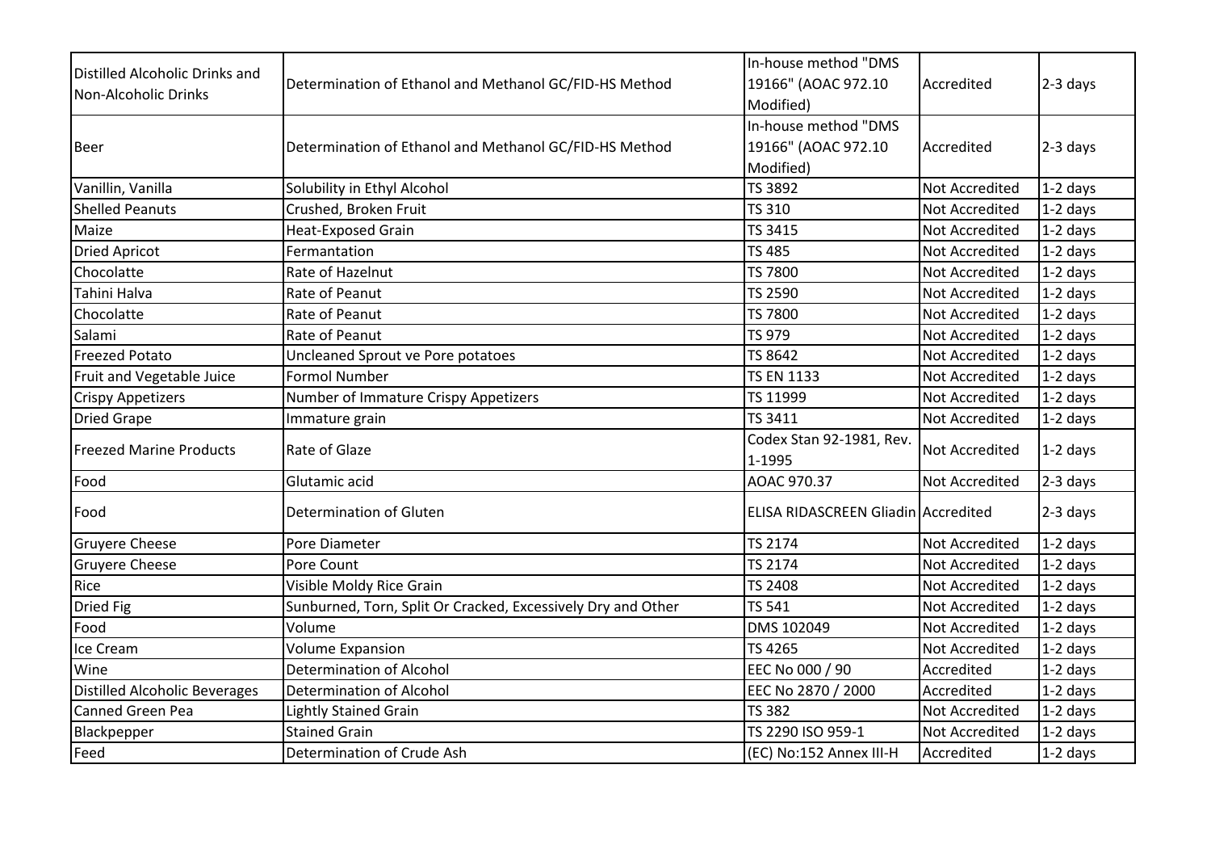| Distilled Alcoholic Drinks and Non-Alcoholic Drinks | Determination of Ethanol and Methanol GC/FID-HS Method | In-house method "DMS 19166" (AOAC 972.10 Modified) | Accredited | 2-3 days |
|---|---|---|---|---|
| Beer | Determination of Ethanol and Methanol GC/FID-HS Method | In-house method "DMS 19166" (AOAC 972.10 Modified) | Accredited | 2-3 days |
| Vanillin, Vanilla | Solubility in Ethyl Alcohol | TS 3892 | Not Accredited | 1-2 days |
| Shelled Peanuts | Crushed, Broken Fruit | TS 310 | Not Accredited | 1-2 days |
| Maize | Heat-Exposed Grain | TS 3415 | Not Accredited | 1-2 days |
| Dried Apricot | Fermantation | TS 485 | Not Accredited | 1-2 days |
| Chocolatte | Rate of Hazelnut | TS 7800 | Not Accredited | 1-2 days |
| Tahini Halva | Rate of Peanut | TS 2590 | Not Accredited | 1-2 days |
| Chocolatte | Rate of Peanut | TS 7800 | Not Accredited | 1-2 days |
| Salami | Rate of Peanut | TS 979 | Not Accredited | 1-2 days |
| Freezed Potato | Uncleaned Sprout ve Pore potatoes | TS 8642 | Not Accredited | 1-2 days |
| Fruit and Vegetable Juice | Formol Number | TS EN 1133 | Not Accredited | 1-2 days |
| Crispy Appetizers | Number of Immature Crispy Appetizers | TS 11999 | Not Accredited | 1-2 days |
| Dried Grape | Immature grain | TS 3411 | Not Accredited | 1-2 days |
| Freezed Marine Products | Rate of Glaze | Codex Stan 92-1981, Rev. 1-1995 | Not Accredited | 1-2 days |
| Food | Glutamic acid | AOAC 970.37 | Not Accredited | 2-3 days |
| Food | Determination of Gluten | ELISA RIDASCREEN Gliadin | Accredited | 2-3 days |
| Gruyere Cheese | Pore Diameter | TS 2174 | Not Accredited | 1-2 days |
| Gruyere Cheese | Pore Count | TS 2174 | Not Accredited | 1-2 days |
| Rice | Visible Moldy Rice Grain | TS 2408 | Not Accredited | 1-2 days |
| Dried Fig | Sunburned, Torn, Split Or Cracked, Excessively Dry and Other | TS 541 | Not Accredited | 1-2 days |
| Food | Volume | DMS 102049 | Not Accredited | 1-2 days |
| Ice Cream | Volume Expansion | TS 4265 | Not Accredited | 1-2 days |
| Wine | Determination of Alcohol | EEC No 000 / 90 | Accredited | 1-2 days |
| Distilled Alcoholic Beverages | Determination of Alcohol | EEC No 2870 / 2000 | Accredited | 1-2 days |
| Canned Green Pea | Lightly Stained Grain | TS 382 | Not Accredited | 1-2 days |
| Blackpepper | Stained Grain | TS 2290 ISO 959-1 | Not Accredited | 1-2 days |
| Feed | Determination of Crude Ash | (EC) No:152 Annex III-H | Accredited | 1-2 days |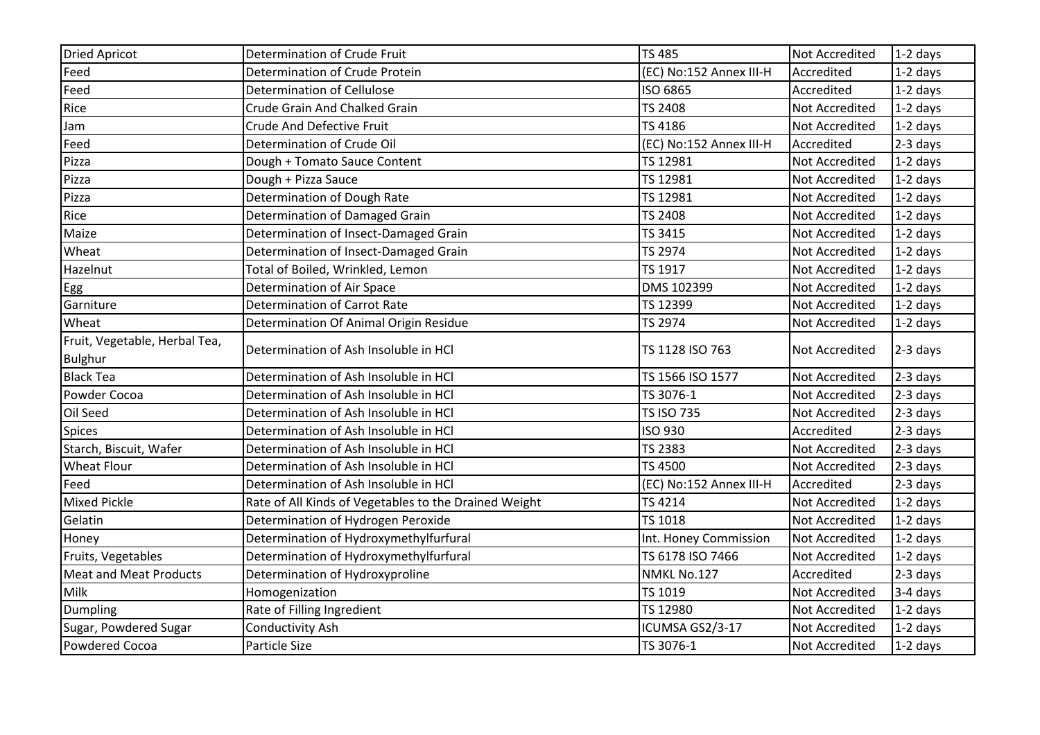| Dried Apricot | Determination of Crude Fruit | TS 485 | Not Accredited | 1-2 days |
|---|---|---|---|---|
| Feed | Determination of Crude Protein | (EC) No:152 Annex III-H | Accredited | 1-2 days |
| Feed | Determination of Cellulose | ISO 6865 | Accredited | 1-2 days |
| Rice | Crude Grain And Chalked Grain | TS 2408 | Not Accredited | 1-2 days |
| Jam | Crude And Defective Fruit | TS 4186 | Not Accredited | 1-2 days |
| Feed | Determination of Crude Oil | (EC) No:152 Annex III-H | Accredited | 2-3 days |
| Pizza | Dough + Tomato Sauce Content | TS 12981 | Not Accredited | 1-2 days |
| Pizza | Dough + Pizza Sauce | TS 12981 | Not Accredited | 1-2 days |
| Pizza | Determination of Dough Rate | TS 12981 | Not Accredited | 1-2 days |
| Rice | Determination of Damaged Grain | TS 2408 | Not Accredited | 1-2 days |
| Maize | Determination of Insect-Damaged Grain | TS 3415 | Not Accredited | 1-2 days |
| Wheat | Determination of Insect-Damaged Grain | TS 2974 | Not Accredited | 1-2 days |
| Hazelnut | Total of Boiled, Wrinkled, Lemon | TS 1917 | Not Accredited | 1-2 days |
| Egg | Determination of Air Space | DMS 102399 | Not Accredited | 1-2 days |
| Garniture | Determination of Carrot Rate | TS 12399 | Not Accredited | 1-2 days |
| Wheat | Determination Of Animal Origin Residue | TS 2974 | Not Accredited | 1-2 days |
| Fruit, Vegetable, Herbal Tea, Bulghur | Determination of Ash Insoluble in HCl | TS 1128 ISO 763 | Not Accredited | 2-3 days |
| Black Tea | Determination of Ash Insoluble in HCl | TS 1566 ISO 1577 | Not Accredited | 2-3 days |
| Powder Cocoa | Determination of Ash Insoluble in HCl | TS 3076-1 | Not Accredited | 2-3 days |
| Oil Seed | Determination of Ash Insoluble in HCl | TS ISO 735 | Not Accredited | 2-3 days |
| Spices | Determination of Ash Insoluble in HCl | ISO 930 | Accredited | 2-3 days |
| Starch, Biscuit, Wafer | Determination of Ash Insoluble in HCl | TS 2383 | Not Accredited | 2-3 days |
| Wheat Flour | Determination of Ash Insoluble in HCl | TS 4500 | Not Accredited | 2-3 days |
| Feed | Determination of Ash Insoluble in HCl | (EC) No:152 Annex III-H | Accredited | 2-3 days |
| Mixed Pickle | Rate of All Kinds of Vegetables to the Drained Weight | TS 4214 | Not Accredited | 1-2 days |
| Gelatin | Determination of Hydrogen Peroxide | TS 1018 | Not Accredited | 1-2 days |
| Honey | Determination of Hydroxymethylfurfural | Int. Honey Commission | Not Accredited | 1-2 days |
| Fruits, Vegetables | Determination of Hydroxymethylfurfural | TS 6178 ISO 7466 | Not Accredited | 1-2 days |
| Meat and Meat Products | Determination of Hydroxyproline | NMKL No.127 | Accredited | 2-3 days |
| Milk | Homogenization | TS 1019 | Not Accredited | 3-4 days |
| Dumpling | Rate of Filling Ingredient | TS 12980 | Not Accredited | 1-2 days |
| Sugar, Powdered Sugar | Conductivity Ash | ICUMSA GS2/3-17 | Not Accredited | 1-2 days |
| Powdered Cocoa | Particle Size | TS 3076-1 | Not Accredited | 1-2 days |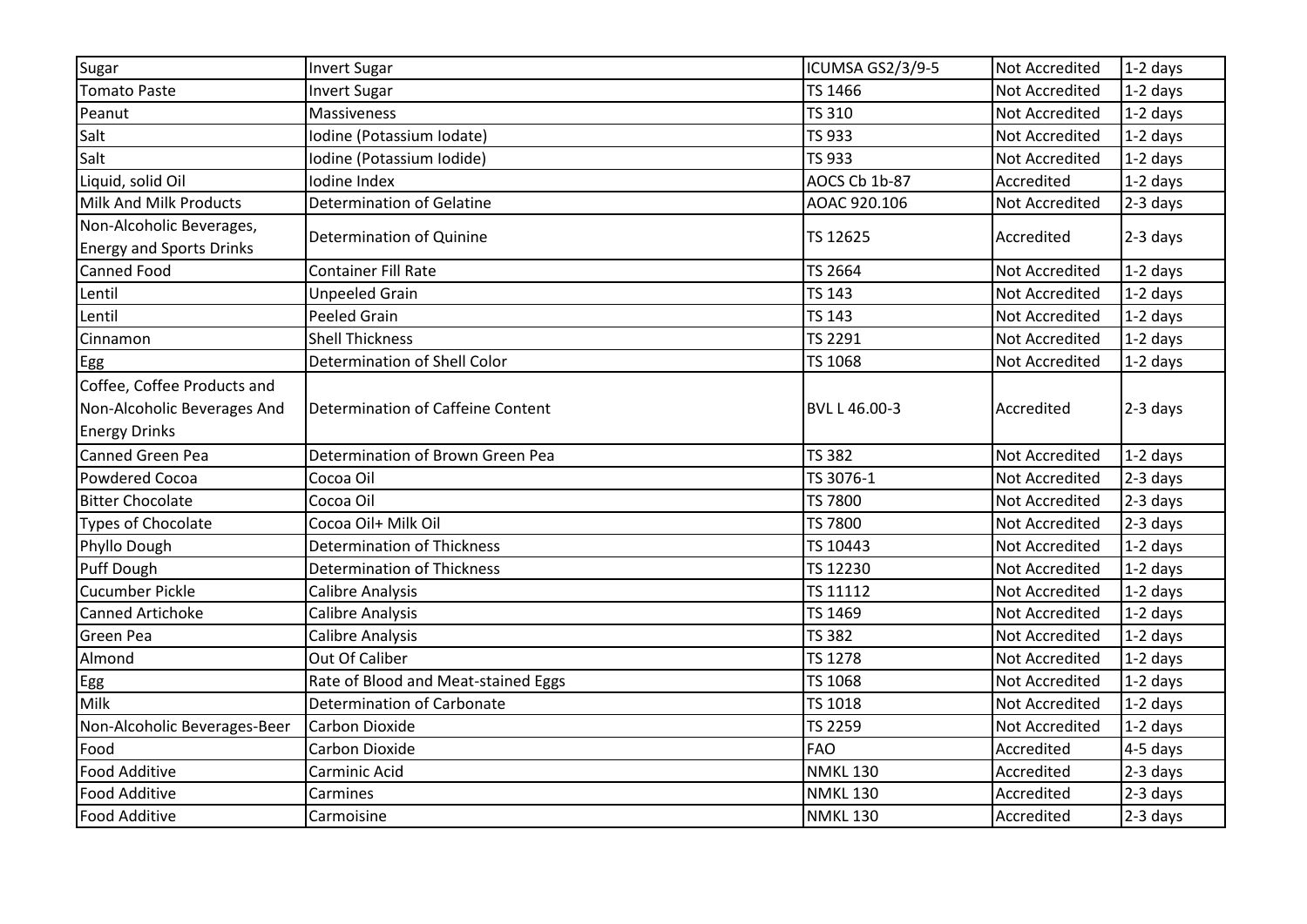| Sugar | Invert Sugar | ICUMSA GS2/3/9-5 | Not Accredited | 1-2 days |
|---|---|---|---|---|
| Tomato Paste | Invert Sugar | TS 1466 | Not Accredited | 1-2 days |
| Peanut | Massiveness | TS 310 | Not Accredited | 1-2 days |
| Salt | Iodine (Potassium Iodate) | TS 933 | Not Accredited | 1-2 days |
| Salt | Iodine (Potassium Iodide) | TS 933 | Not Accredited | 1-2 days |
| Liquid, solid Oil | Iodine Index | AOCS Cb 1b-87 | Accredited | 1-2 days |
| Milk And Milk Products | Determination of Gelatine | AOAC 920.106 | Not Accredited | 2-3 days |
| Non-Alcoholic Beverages, Energy and Sports Drinks | Determination of Quinine | TS 12625 | Accredited | 2-3 days |
| Canned Food | Container Fill Rate | TS 2664 | Not Accredited | 1-2 days |
| Lentil | Unpeeled Grain | TS 143 | Not Accredited | 1-2 days |
| Lentil | Peeled Grain | TS 143 | Not Accredited | 1-2 days |
| Cinnamon | Shell Thickness | TS 2291 | Not Accredited | 1-2 days |
| Egg | Determination of Shell Color | TS 1068 | Not Accredited | 1-2 days |
| Coffee, Coffee Products and Non-Alcoholic Beverages And Energy Drinks | Determination of Caffeine Content | BVL L 46.00-3 | Accredited | 2-3 days |
| Canned Green Pea | Determination of Brown Green Pea | TS 382 | Not Accredited | 1-2 days |
| Powdered Cocoa | Cocoa Oil | TS 3076-1 | Not Accredited | 2-3 days |
| Bitter Chocolate | Cocoa Oil | TS 7800 | Not Accredited | 2-3 days |
| Types of Chocolate | Cocoa Oil+ Milk Oil | TS 7800 | Not Accredited | 2-3 days |
| Phyllo Dough | Determination of Thickness | TS 10443 | Not Accredited | 1-2 days |
| Puff Dough | Determination of Thickness | TS 12230 | Not Accredited | 1-2 days |
| Cucumber Pickle | Calibre Analysis | TS 11112 | Not Accredited | 1-2 days |
| Canned Artichoke | Calibre Analysis | TS 1469 | Not Accredited | 1-2 days |
| Green Pea | Calibre Analysis | TS 382 | Not Accredited | 1-2 days |
| Almond | Out Of Caliber | TS 1278 | Not Accredited | 1-2 days |
| Egg | Rate of Blood and Meat-stained Eggs | TS 1068 | Not Accredited | 1-2 days |
| Milk | Determination of Carbonate | TS 1018 | Not Accredited | 1-2 days |
| Non-Alcoholic Beverages-Beer | Carbon Dioxide | TS 2259 | Not Accredited | 1-2 days |
| Food | Carbon Dioxide | FAO | Accredited | 4-5 days |
| Food Additive | Carminic Acid | NMKL 130 | Accredited | 2-3 days |
| Food Additive | Carmines | NMKL 130 | Accredited | 2-3 days |
| Food Additive | Carmoisine | NMKL 130 | Accredited | 2-3 days |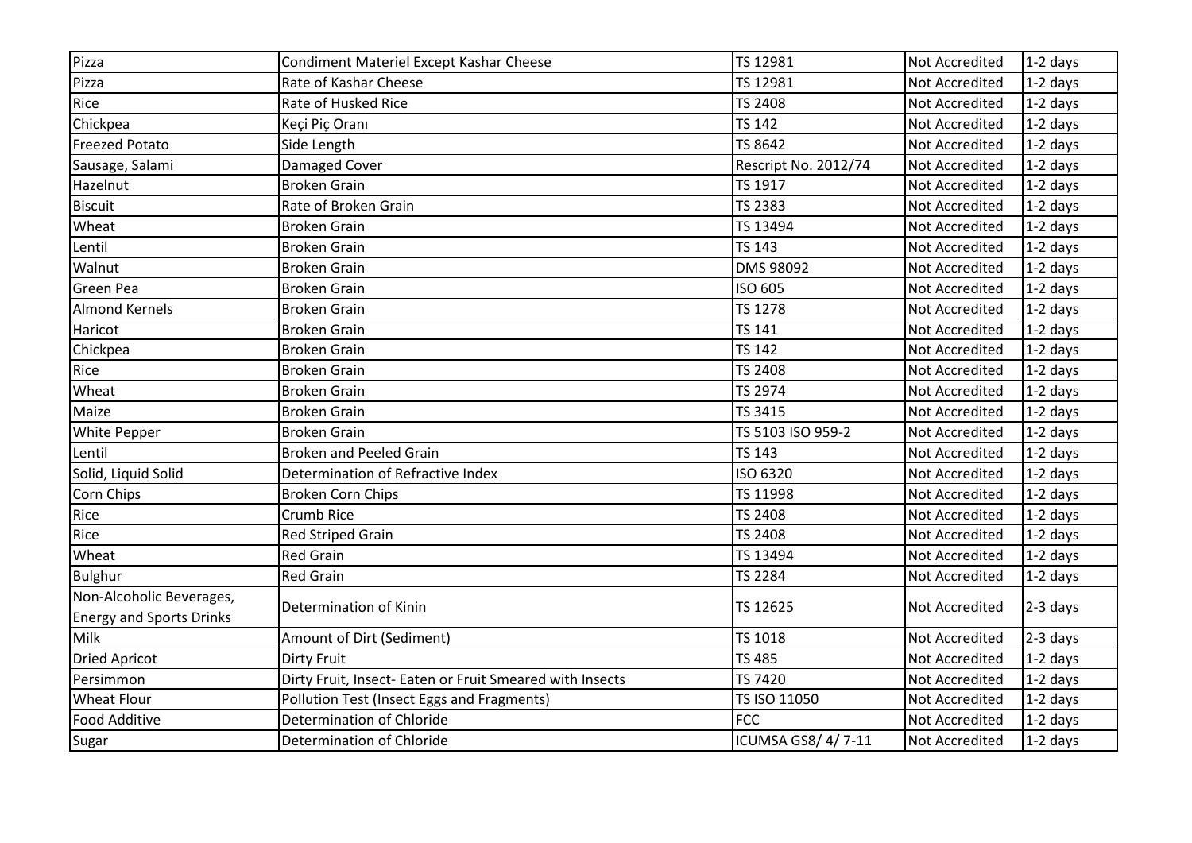| Pizza | Condiment Materiel Except Kashar Cheese | TS 12981 | Not Accredited | 1-2 days |
|---|---|---|---|---|
| Pizza | Rate of Kashar Cheese | TS 12981 | Not Accredited | 1-2 days |
| Rice | Rate of Husked Rice | TS 2408 | Not Accredited | 1-2 days |
| Chickpea | Keçi Piç Oranı | TS 142 | Not Accredited | 1-2 days |
| Freezed Potato | Side Length | TS 8642 | Not Accredited | 1-2 days |
| Sausage, Salami | Damaged Cover | Rescript No. 2012/74 | Not Accredited | 1-2 days |
| Hazelnut | Broken Grain | TS 1917 | Not Accredited | 1-2 days |
| Biscuit | Rate of Broken Grain | TS 2383 | Not Accredited | 1-2 days |
| Wheat | Broken Grain | TS 13494 | Not Accredited | 1-2 days |
| Lentil | Broken Grain | TS 143 | Not Accredited | 1-2 days |
| Walnut | Broken Grain | DMS 98092 | Not Accredited | 1-2 days |
| Green Pea | Broken Grain | ISO 605 | Not Accredited | 1-2 days |
| Almond Kernels | Broken Grain | TS 1278 | Not Accredited | 1-2 days |
| Haricot | Broken Grain | TS 141 | Not Accredited | 1-2 days |
| Chickpea | Broken Grain | TS 142 | Not Accredited | 1-2 days |
| Rice | Broken Grain | TS 2408 | Not Accredited | 1-2 days |
| Wheat | Broken Grain | TS 2974 | Not Accredited | 1-2 days |
| Maize | Broken Grain | TS 3415 | Not Accredited | 1-2 days |
| White Pepper | Broken Grain | TS 5103 ISO 959-2 | Not Accredited | 1-2 days |
| Lentil | Broken and Peeled Grain | TS 143 | Not Accredited | 1-2 days |
| Solid, Liquid Solid | Determination of Refractive Index | ISO 6320 | Not Accredited | 1-2 days |
| Corn Chips | Broken Corn Chips | TS 11998 | Not Accredited | 1-2 days |
| Rice | Crumb Rice | TS 2408 | Not Accredited | 1-2 days |
| Rice | Red Striped Grain | TS 2408 | Not Accredited | 1-2 days |
| Wheat | Red Grain | TS 13494 | Not Accredited | 1-2 days |
| Bulghur | Red Grain | TS 2284 | Not Accredited | 1-2 days |
| Non-Alcoholic Beverages, Energy and Sports Drinks | Determination of Kinin | TS 12625 | Not Accredited | 2-3 days |
| Milk | Amount of Dirt (Sediment) | TS 1018 | Not Accredited | 2-3 days |
| Dried Apricot | Dirty Fruit | TS 485 | Not Accredited | 1-2 days |
| Persimmon | Dirty Fruit, Insect- Eaten or Fruit Smeared with Insects | TS 7420 | Not Accredited | 1-2 days |
| Wheat Flour | Pollution Test (Insect Eggs and Fragments) | TS ISO 11050 | Not Accredited | 1-2 days |
| Food Additive | Determination of Chloride | FCC | Not Accredited | 1-2 days |
| Sugar | Determination of Chloride | ICUMSA GS8/ 4/ 7-11 | Not Accredited | 1-2 days |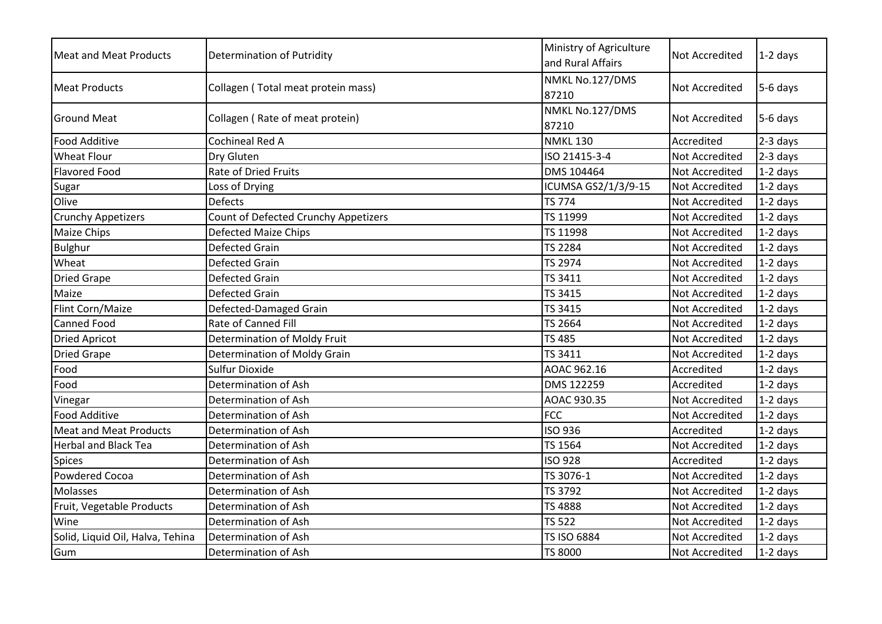| Meat and Meat Products | Determination of Putridity | Ministry of Agriculture and Rural Affairs | Not Accredited | 1-2 days |
|---|---|---|---|---|
| Meat Products | Collagen ( Total meat protein mass) | NMKL No.127/DMS 87210 | Not Accredited | 5-6 days |
| Ground Meat | Collagen ( Rate of meat protein) | NMKL No.127/DMS 87210 | Not Accredited | 5-6 days |
| Food Additive | Cochineal Red A | NMKL 130 | Accredited | 2-3 days |
| Wheat Flour | Dry Gluten | ISO 21415-3-4 | Not Accredited | 2-3 days |
| Flavored Food | Rate of Dried Fruits | DMS 104464 | Not Accredited | 1-2 days |
| Sugar | Loss of Drying | ICUMSA GS2/1/3/9-15 | Not Accredited | 1-2 days |
| Olive | Defects | TS 774 | Not Accredited | 1-2 days |
| Crunchy Appetizers | Count of Defected Crunchy Appetizers | TS 11999 | Not Accredited | 1-2 days |
| Maize Chips | Defected Maize Chips | TS 11998 | Not Accredited | 1-2 days |
| Bulghur | Defected Grain | TS 2284 | Not Accredited | 1-2 days |
| Wheat | Defected Grain | TS 2974 | Not Accredited | 1-2 days |
| Dried Grape | Defected Grain | TS 3411 | Not Accredited | 1-2 days |
| Maize | Defected Grain | TS 3415 | Not Accredited | 1-2 days |
| Flint Corn/Maize | Defected-Damaged Grain | TS 3415 | Not Accredited | 1-2 days |
| Canned Food | Rate of Canned Fill | TS 2664 | Not Accredited | 1-2 days |
| Dried Apricot | Determination of Moldy Fruit | TS 485 | Not Accredited | 1-2 days |
| Dried Grape | Determination of Moldy Grain | TS 3411 | Not Accredited | 1-2 days |
| Food | Sulfur Dioxide | AOAC 962.16 | Accredited | 1-2 days |
| Food | Determination of Ash | DMS 122259 | Accredited | 1-2 days |
| Vinegar | Determination of Ash | AOAC 930.35 | Not Accredited | 1-2 days |
| Food Additive | Determination of Ash | FCC | Not Accredited | 1-2 days |
| Meat and Meat Products | Determination of Ash | ISO 936 | Accredited | 1-2 days |
| Herbal and Black Tea | Determination of Ash | TS 1564 | Not Accredited | 1-2 days |
| Spices | Determination of Ash | ISO 928 | Accredited | 1-2 days |
| Powdered Cocoa | Determination of Ash | TS 3076-1 | Not Accredited | 1-2 days |
| Molasses | Determination of Ash | TS 3792 | Not Accredited | 1-2 days |
| Fruit, Vegetable Products | Determination of Ash | TS 4888 | Not Accredited | 1-2 days |
| Wine | Determination of Ash | TS 522 | Not Accredited | 1-2 days |
| Solid, Liquid Oil, Halva, Tehina | Determination of Ash | TS ISO 6884 | Not Accredited | 1-2 days |
| Gum | Determination of Ash | TS 8000 | Not Accredited | 1-2 days |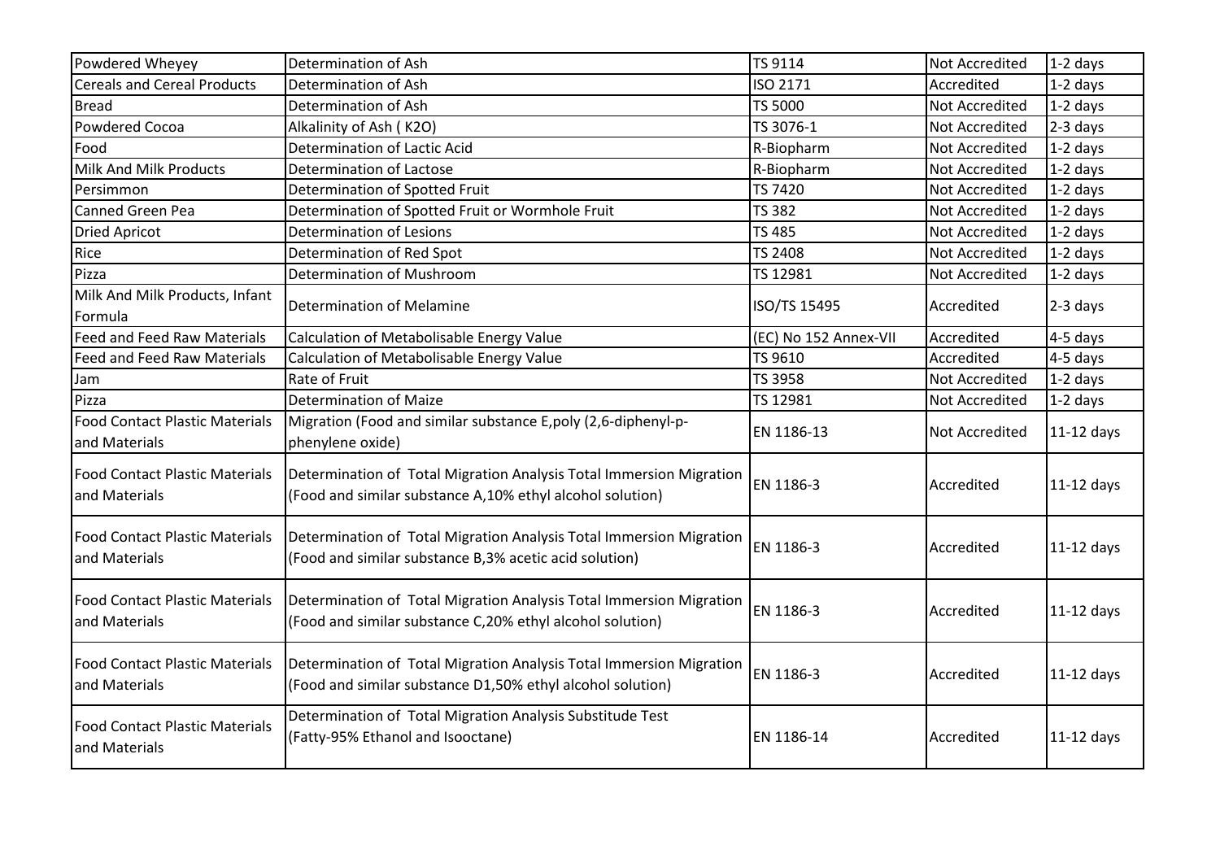| Powdered Wheyey | Determination of Ash | TS 9114 | Not Accredited | 1-2 days |
|---|---|---|---|---|
| Cereals and Cereal Products | Determination of Ash | ISO 2171 | Accredited | 1-2 days |
| Bread | Determination of Ash | TS 5000 | Not Accredited | 1-2 days |
| Powdered Cocoa | Alkalinity of Ash ( K2O) | TS 3076-1 | Not Accredited | 2-3 days |
| Food | Determination of Lactic Acid | R-Biopharm | Not Accredited | 1-2 days |
| Milk And Milk Products | Determination of Lactose | R-Biopharm | Not Accredited | 1-2 days |
| Persimmon | Determination of Spotted Fruit | TS 7420 | Not Accredited | 1-2 days |
| Canned Green Pea | Determination of Spotted Fruit or Wormhole Fruit | TS 382 | Not Accredited | 1-2 days |
| Dried Apricot | Determination of Lesions | TS 485 | Not Accredited | 1-2 days |
| Rice | Determination of Red Spot | TS 2408 | Not Accredited | 1-2 days |
| Pizza | Determination of Mushroom | TS 12981 | Not Accredited | 1-2 days |
| Milk And Milk Products, Infant Formula | Determination of Melamine | ISO/TS 15495 | Accredited | 2-3 days |
| Feed and Feed Raw Materials | Calculation of Metabolisable Energy Value | (EC) No 152 Annex-VII | Accredited | 4-5 days |
| Feed and Feed Raw Materials | Calculation of Metabolisable Energy Value | TS 9610 | Accredited | 4-5 days |
| Jam | Rate of Fruit | TS 3958 | Not Accredited | 1-2 days |
| Pizza | Determination of Maize | TS 12981 | Not Accredited | 1-2 days |
| Food Contact Plastic Materials and Materials | Migration (Food and similar substance E,poly (2,6-diphenyl-p-phenylene oxide) | EN 1186-13 | Not Accredited | 11-12 days |
| Food Contact Plastic Materials and Materials | Determination of Total Migration Analysis Total Immersion Migration (Food and similar substance A,10% ethyl alcohol solution) | EN 1186-3 | Accredited | 11-12 days |
| Food Contact Plastic Materials and Materials | Determination of Total Migration Analysis Total Immersion Migration (Food and similar substance B,3% acetic acid solution) | EN 1186-3 | Accredited | 11-12 days |
| Food Contact Plastic Materials and Materials | Determination of Total Migration Analysis Total Immersion Migration (Food and similar substance C,20% ethyl alcohol solution) | EN 1186-3 | Accredited | 11-12 days |
| Food Contact Plastic Materials and Materials | Determination of Total Migration Analysis Total Immersion Migration (Food and similar substance D1,50% ethyl alcohol solution) | EN 1186-3 | Accredited | 11-12 days |
| Food Contact Plastic Materials and Materials | Determination of Total Migration Analysis Substitude Test (Fatty-95% Ethanol and Isooctane) | EN 1186-14 | Accredited | 11-12 days |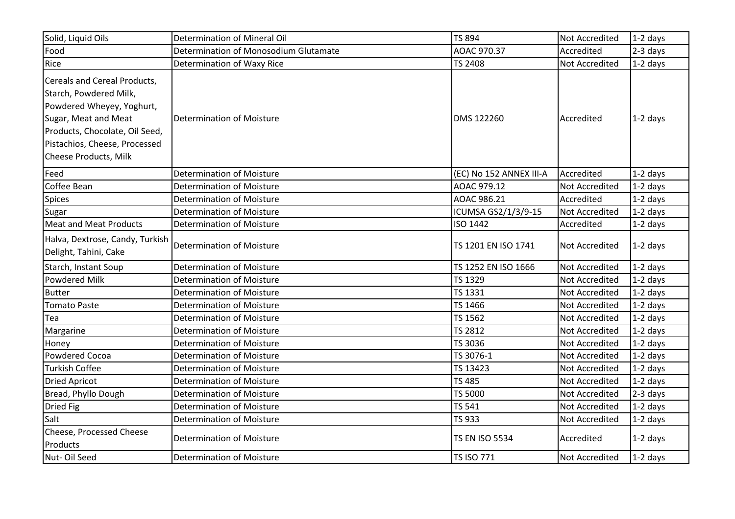| Solid, Liquid Oils | Determination of Mineral Oil | TS 894 | Not Accredited | 1-2 days |
|---|---|---|---|---|
| Food | Determination of Monosodium Glutamate | AOAC 970.37 | Accredited | 2-3 days |
| Rice | Determination of Waxy Rice | TS 2408 | Not Accredited | 1-2 days |
| Cereals and Cereal Products, Starch, Powdered Milk, Powdered Wheyey, Yoghurt, Sugar, Meat and Meat Products, Chocolate, Oil Seed, Pistachios, Cheese, Processed Cheese Products, Milk | Determination of Moisture | DMS 122260 | Accredited | 1-2 days |
| Feed | Determination of Moisture | (EC) No 152 ANNEX III-A | Accredited | 1-2 days |
| Coffee Bean | Determination of Moisture | AOAC 979.12 | Not Accredited | 1-2 days |
| Spices | Determination of Moisture | AOAC 986.21 | Accredited | 1-2 days |
| Sugar | Determination of Moisture | ICUMSA GS2/1/3/9-15 | Not Accredited | 1-2 days |
| Meat and Meat Products | Determination of Moisture | ISO 1442 | Accredited | 1-2 days |
| Halva, Dextrose, Candy, Turkish Delight, Tahini, Cake | Determination of Moisture | TS 1201 EN ISO 1741 | Not Accredited | 1-2 days |
| Starch, Instant Soup | Determination of Moisture | TS 1252 EN ISO 1666 | Not Accredited | 1-2 days |
| Powdered Milk | Determination of Moisture | TS 1329 | Not Accredited | 1-2 days |
| Butter | Determination of Moisture | TS 1331 | Not Accredited | 1-2 days |
| Tomato Paste | Determination of Moisture | TS 1466 | Not Accredited | 1-2 days |
| Tea | Determination of Moisture | TS 1562 | Not Accredited | 1-2 days |
| Margarine | Determination of Moisture | TS 2812 | Not Accredited | 1-2 days |
| Honey | Determination of Moisture | TS 3036 | Not Accredited | 1-2 days |
| Powdered Cocoa | Determination of Moisture | TS 3076-1 | Not Accredited | 1-2 days |
| Turkish Coffee | Determination of Moisture | TS 13423 | Not Accredited | 1-2 days |
| Dried Apricot | Determination of Moisture | TS 485 | Not Accredited | 1-2 days |
| Bread, Phyllo Dough | Determination of Moisture | TS 5000 | Not Accredited | 2-3 days |
| Dried Fig | Determination of Moisture | TS 541 | Not Accredited | 1-2 days |
| Salt | Determination of Moisture | TS 933 | Not Accredited | 1-2 days |
| Cheese, Processed Cheese Products | Determination of Moisture | TS EN ISO 5534 | Accredited | 1-2 days |
| Nut- Oil Seed | Determination of Moisture | TS ISO 771 | Not Accredited | 1-2 days |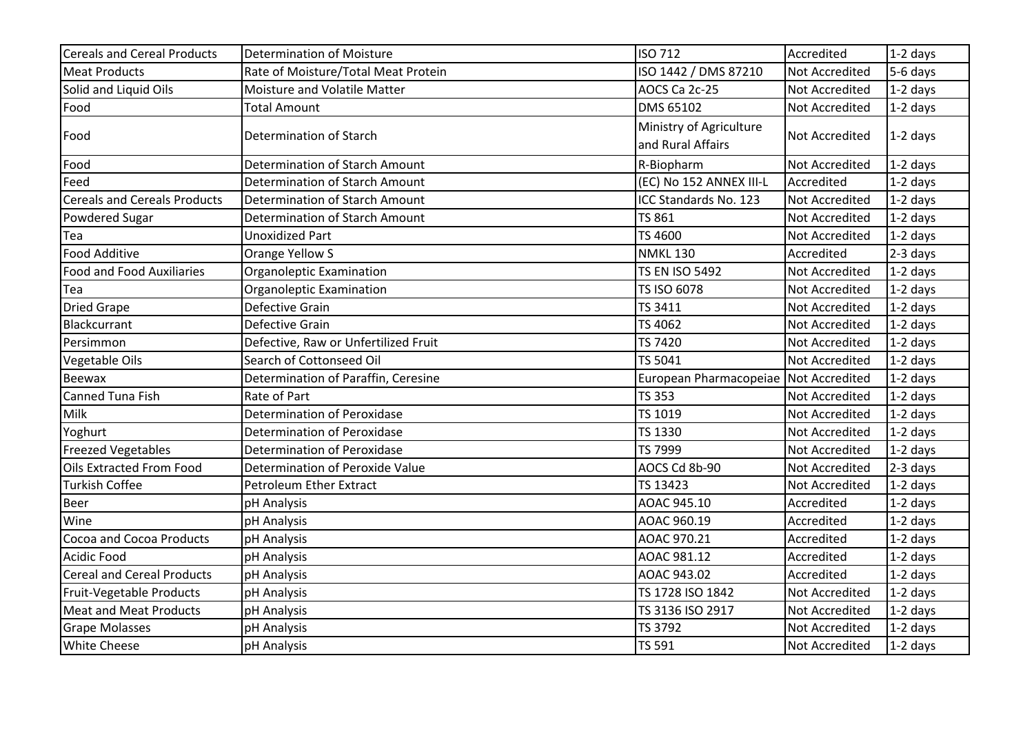| Cereals and Cereal Products | Determination of Moisture | ISO 712 | Accredited | 1-2 days |
|---|---|---|---|---|
| Meat Products | Rate of Moisture/Total Meat Protein | ISO 1442 / DMS 87210 | Not Accredited | 5-6 days |
| Solid and Liquid Oils | Moisture and Volatile Matter | AOCS Ca 2c-25 | Not Accredited | 1-2 days |
| Food | Total Amount | DMS 65102 | Not Accredited | 1-2 days |
| Food | Determination of Starch | Ministry of Agriculture and Rural Affairs | Not Accredited | 1-2 days |
| Food | Determination of Starch Amount | R-Biopharm | Not Accredited | 1-2 days |
| Feed | Determination of Starch Amount | (EC) No 152 ANNEX III-L | Accredited | 1-2 days |
| Cereals and Cereals Products | Determination of Starch Amount | ICC Standards No. 123 | Not Accredited | 1-2 days |
| Powdered Sugar | Determination of Starch Amount | TS 861 | Not Accredited | 1-2 days |
| Tea | Unoxidized Part | TS 4600 | Not Accredited | 1-2 days |
| Food Additive | Orange Yellow S | NMKL 130 | Accredited | 2-3 days |
| Food and Food Auxiliaries | Organoleptic Examination | TS EN ISO 5492 | Not Accredited | 1-2 days |
| Tea | Organoleptic Examination | TS ISO 6078 | Not Accredited | 1-2 days |
| Dried Grape | Defective Grain | TS 3411 | Not Accredited | 1-2 days |
| Blackcurrant | Defective Grain | TS 4062 | Not Accredited | 1-2 days |
| Persimmon | Defective, Raw or Unfertilized Fruit | TS 7420 | Not Accredited | 1-2 days |
| Vegetable Oils | Search of Cottonseed Oil | TS 5041 | Not Accredited | 1-2 days |
| Beewax | Determination of Paraffin, Ceresine | European Pharmacopeiae | Not Accredited | 1-2 days |
| Canned Tuna Fish | Rate of Part | TS 353 | Not Accredited | 1-2 days |
| Milk | Determination of Peroxidase | TS 1019 | Not Accredited | 1-2 days |
| Yoghurt | Determination of Peroxidase | TS 1330 | Not Accredited | 1-2 days |
| Freezed Vegetables | Determination of Peroxidase | TS 7999 | Not Accredited | 1-2 days |
| Oils Extracted From Food | Determination of Peroxide Value | AOCS Cd 8b-90 | Not Accredited | 2-3 days |
| Turkish Coffee | Petroleum Ether Extract | TS 13423 | Not Accredited | 1-2 days |
| Beer | pH Analysis | AOAC 945.10 | Accredited | 1-2 days |
| Wine | pH Analysis | AOAC 960.19 | Accredited | 1-2 days |
| Cocoa and Cocoa Products | pH Analysis | AOAC 970.21 | Accredited | 1-2 days |
| Acidic Food | pH Analysis | AOAC 981.12 | Accredited | 1-2 days |
| Cereal and Cereal Products | pH Analysis | AOAC 943.02 | Accredited | 1-2 days |
| Fruit-Vegetable Products | pH Analysis | TS 1728 ISO 1842 | Not Accredited | 1-2 days |
| Meat and Meat Products | pH Analysis | TS 3136 ISO 2917 | Not Accredited | 1-2 days |
| Grape Molasses | pH Analysis | TS 3792 | Not Accredited | 1-2 days |
| White Cheese | pH Analysis | TS 591 | Not Accredited | 1-2 days |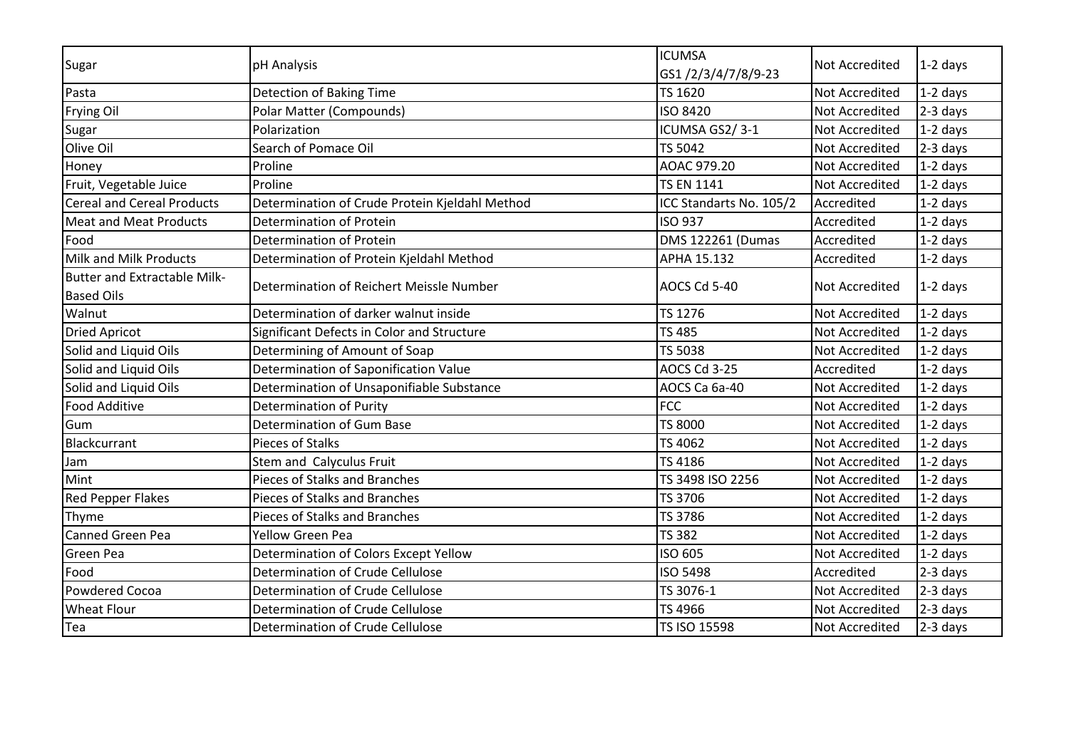| Sugar | pH Analysis | ICUMSA GS1 /2/3/4/7/8/9-23 | Not Accredited | 1-2 days |
|---|---|---|---|---|
| Pasta | Detection of Baking Time | TS 1620 | Not Accredited | 1-2 days |
| Frying Oil | Polar Matter (Compounds) | ISO 8420 | Not Accredited | 2-3 days |
| Sugar | Polarization | ICUMSA GS2/ 3-1 | Not Accredited | 1-2 days |
| Olive Oil | Search of Pomace Oil | TS 5042 | Not Accredited | 2-3 days |
| Honey | Proline | AOAC 979.20 | Not Accredited | 1-2 days |
| Fruit, Vegetable Juice | Proline | TS EN 1141 | Not Accredited | 1-2 days |
| Cereal and Cereal Products | Determination of Crude Protein Kjeldahl Method | ICC Standarts No. 105/2 | Accredited | 1-2 days |
| Meat and Meat Products | Determination of Protein | ISO 937 | Accredited | 1-2 days |
| Food | Determination of Protein | DMS 122261 (Dumas | Accredited | 1-2 days |
| Milk and Milk Products | Determination of Protein Kjeldahl Method | APHA 15.132 | Accredited | 1-2 days |
| Butter and Extractable Milk-Based Oils | Determination of Reichert Meissle Number | AOCS Cd 5-40 | Not Accredited | 1-2 days |
| Walnut | Determination of darker walnut inside | TS 1276 | Not Accredited | 1-2 days |
| Dried Apricot | Significant Defects in Color and Structure | TS 485 | Not Accredited | 1-2 days |
| Solid and Liquid Oils | Determining of Amount of Soap | TS 5038 | Not Accredited | 1-2 days |
| Solid and Liquid Oils | Determination of Saponification Value | AOCS Cd 3-25 | Accredited | 1-2 days |
| Solid and Liquid Oils | Determination of Unsaponifiable Substance | AOCS Ca 6a-40 | Not Accredited | 1-2 days |
| Food Additive | Determination of Purity | FCC | Not Accredited | 1-2 days |
| Gum | Determination of Gum Base | TS 8000 | Not Accredited | 1-2 days |
| Blackcurrant | Pieces of Stalks | TS 4062 | Not Accredited | 1-2 days |
| Jam | Stem and Calyculus Fruit | TS 4186 | Not Accredited | 1-2 days |
| Mint | Pieces of Stalks and Branches | TS 3498 ISO 2256 | Not Accredited | 1-2 days |
| Red Pepper Flakes | Pieces of Stalks and Branches | TS 3706 | Not Accredited | 1-2 days |
| Thyme | Pieces of Stalks and Branches | TS 3786 | Not Accredited | 1-2 days |
| Canned Green Pea | Yellow Green Pea | TS 382 | Not Accredited | 1-2 days |
| Green Pea | Determination of Colors Except Yellow | ISO 605 | Not Accredited | 1-2 days |
| Food | Determination of Crude Cellulose | ISO 5498 | Accredited | 2-3 days |
| Powdered Cocoa | Determination of Crude Cellulose | TS 3076-1 | Not Accredited | 2-3 days |
| Wheat Flour | Determination of Crude Cellulose | TS 4966 | Not Accredited | 2-3 days |
| Tea | Determination of Crude Cellulose | TS ISO 15598 | Not Accredited | 2-3 days |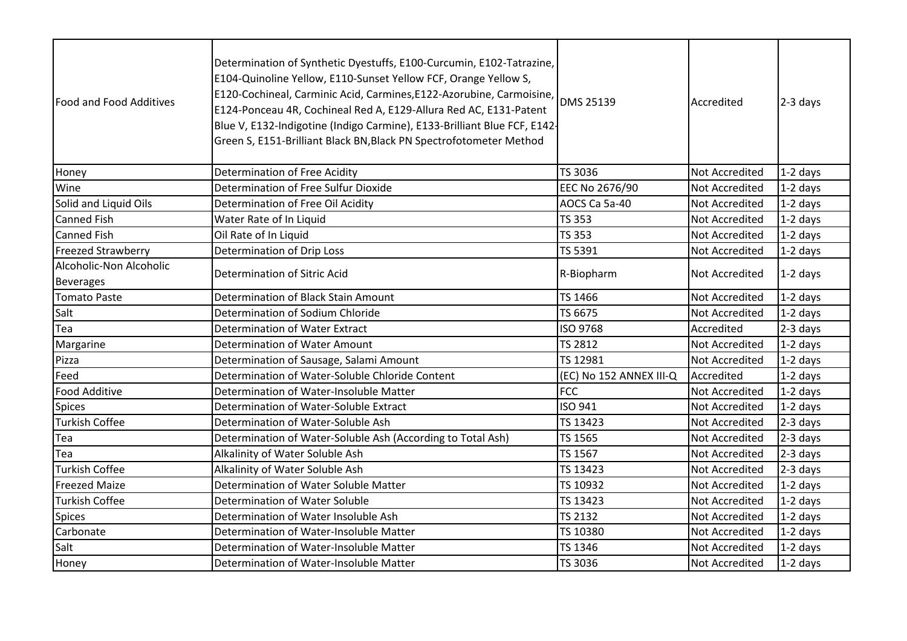| Food and Food Additives | Determination of Synthetic Dyestuffs, E100-Curcumin, E102-Tatrazine, E104-Quinoline Yellow, E110-Sunset Yellow FCF, Orange Yellow S, E120-Cochineal, Carminic Acid, Carmines,E122-Azorubine, Carmoisine, E124-Ponceau 4R, Cochineal Red A, E129-Allura Red AC, E131-Patent Blue V, E132-Indigotine (Indigo Carmine), E133-Brilliant Blue FCF, E142-Green S, E151-Brilliant Black BN,Black PN Spectrofotometer Method | DMS 25139 | Accredited | 2-3 days |
|---|---|---|---|---|
| Honey | Determination of Free Acidity | TS 3036 | Not Accredited | 1-2 days |
| Wine | Determination of Free Sulfur Dioxide | EEC No 2676/90 | Not Accredited | 1-2 days |
| Solid and Liquid Oils | Determination of Free Oil Acidity | AOCS Ca 5a-40 | Not Accredited | 1-2 days |
| Canned Fish | Water Rate of In Liquid | TS 353 | Not Accredited | 1-2 days |
| Canned Fish | Oil Rate of In Liquid | TS 353 | Not Accredited | 1-2 days |
| Freezed Strawberry | Determination of Drip Loss | TS 5391 | Not Accredited | 1-2 days |
| Alcoholic-Non Alcoholic Beverages | Determination of Sitric Acid | R-Biopharm | Not Accredited | 1-2 days |
| Tomato Paste | Determination of Black Stain Amount | TS 1466 | Not Accredited | 1-2 days |
| Salt | Determination of Sodium Chloride | TS 6675 | Not Accredited | 1-2 days |
| Tea | Determination of Water Extract | ISO 9768 | Accredited | 2-3 days |
| Margarine | Determination of Water Amount | TS 2812 | Not Accredited | 1-2 days |
| Pizza | Determination of Sausage, Salami Amount | TS 12981 | Not Accredited | 1-2 days |
| Feed | Determination of Water-Soluble Chloride Content | (EC) No 152 ANNEX III-Q | Accredited | 1-2 days |
| Food Additive | Determination of Water-Insoluble Matter | FCC | Not Accredited | 1-2 days |
| Spices | Determination of Water-Soluble Extract | ISO 941 | Not Accredited | 1-2 days |
| Turkish Coffee | Determination of Water-Soluble Ash | TS 13423 | Not Accredited | 2-3 days |
| Tea | Determination of Water-Soluble Ash (According to Total Ash) | TS 1565 | Not Accredited | 2-3 days |
| Tea | Alkalinity of Water Soluble Ash | TS 1567 | Not Accredited | 2-3 days |
| Turkish Coffee | Alkalinity of Water Soluble Ash | TS 13423 | Not Accredited | 2-3 days |
| Freezed Maize | Determination of Water Soluble Matter | TS 10932 | Not Accredited | 1-2 days |
| Turkish Coffee | Determination of Water Soluble | TS 13423 | Not Accredited | 1-2 days |
| Spices | Determination of Water Insoluble Ash | TS 2132 | Not Accredited | 1-2 days |
| Carbonate | Determination of Water-Insoluble Matter | TS 10380 | Not Accredited | 1-2 days |
| Salt | Determination of Water-Insoluble Matter | TS 1346 | Not Accredited | 1-2 days |
| Honey | Determination of Water-Insoluble Matter | TS 3036 | Not Accredited | 1-2 days |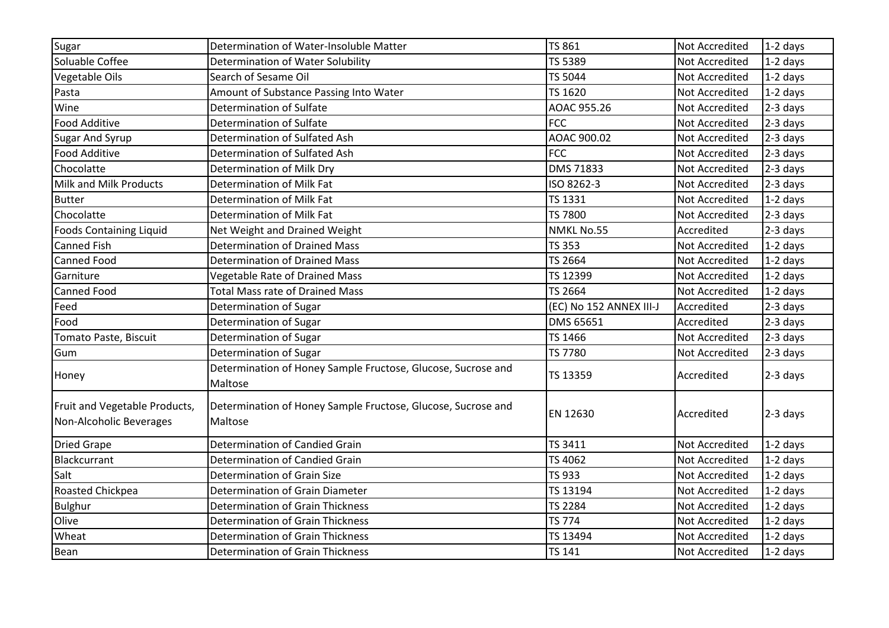| Sugar | Determination of Water-Insoluble Matter | TS 861 | Not Accredited | 1-2 days |
|---|---|---|---|---|
| Soluable Coffee | Determination of Water Solubility | TS 5389 | Not Accredited | 1-2 days |
| Vegetable Oils | Search of Sesame Oil | TS 5044 | Not Accredited | 1-2 days |
| Pasta | Amount of Substance Passing Into Water | TS 1620 | Not Accredited | 1-2 days |
| Wine | Determination of Sulfate | AOAC 955.26 | Not Accredited | 2-3 days |
| Food Additive | Determination of Sulfate | FCC | Not Accredited | 2-3 days |
| Sugar And Syrup | Determination of Sulfated Ash | AOAC 900.02 | Not Accredited | 2-3 days |
| Food Additive | Determination of Sulfated Ash | FCC | Not Accredited | 2-3 days |
| Chocolatte | Determination of Milk Dry | DMS 71833 | Not Accredited | 2-3 days |
| Milk and Milk Products | Determination of Milk Fat | ISO 8262-3 | Not Accredited | 2-3 days |
| Butter | Determination of Milk Fat | TS 1331 | Not Accredited | 1-2 days |
| Chocolatte | Determination of Milk Fat | TS 7800 | Not Accredited | 2-3 days |
| Foods Containing Liquid | Net Weight and Drained Weight | NMKL No.55 | Accredited | 2-3 days |
| Canned Fish | Determination of Drained Mass | TS 353 | Not Accredited | 1-2 days |
| Canned Food | Determination of Drained Mass | TS 2664 | Not Accredited | 1-2 days |
| Garniture | Vegetable Rate of Drained Mass | TS 12399 | Not Accredited | 1-2 days |
| Canned Food | Total Mass rate of Drained Mass | TS 2664 | Not Accredited | 1-2 days |
| Feed | Determination of Sugar | (EC) No 152 ANNEX III-J | Accredited | 2-3 days |
| Food | Determination of Sugar | DMS 65651 | Accredited | 2-3 days |
| Tomato Paste, Biscuit | Determination of Sugar | TS 1466 | Not Accredited | 2-3 days |
| Gum | Determination of Sugar | TS 7780 | Not Accredited | 2-3 days |
| Honey | Determination of Honey Sample Fructose, Glucose, Sucrose and Maltose | TS 13359 | Accredited | 2-3 days |
| Fruit and Vegetable Products, Non-Alcoholic Beverages | Determination of Honey Sample Fructose, Glucose, Sucrose and Maltose | EN 12630 | Accredited | 2-3 days |
| Dried Grape | Determination of Candied Grain | TS 3411 | Not Accredited | 1-2 days |
| Blackcurrant | Determination of Candied Grain | TS 4062 | Not Accredited | 1-2 days |
| Salt | Determination of Grain Size | TS 933 | Not Accredited | 1-2 days |
| Roasted Chickpea | Determination of Grain Diameter | TS 13194 | Not Accredited | 1-2 days |
| Bulghur | Determination of Grain Thickness | TS 2284 | Not Accredited | 1-2 days |
| Olive | Determination of Grain Thickness | TS 774 | Not Accredited | 1-2 days |
| Wheat | Determination of Grain Thickness | TS 13494 | Not Accredited | 1-2 days |
| Bean | Determination of Grain Thickness | TS 141 | Not Accredited | 1-2 days |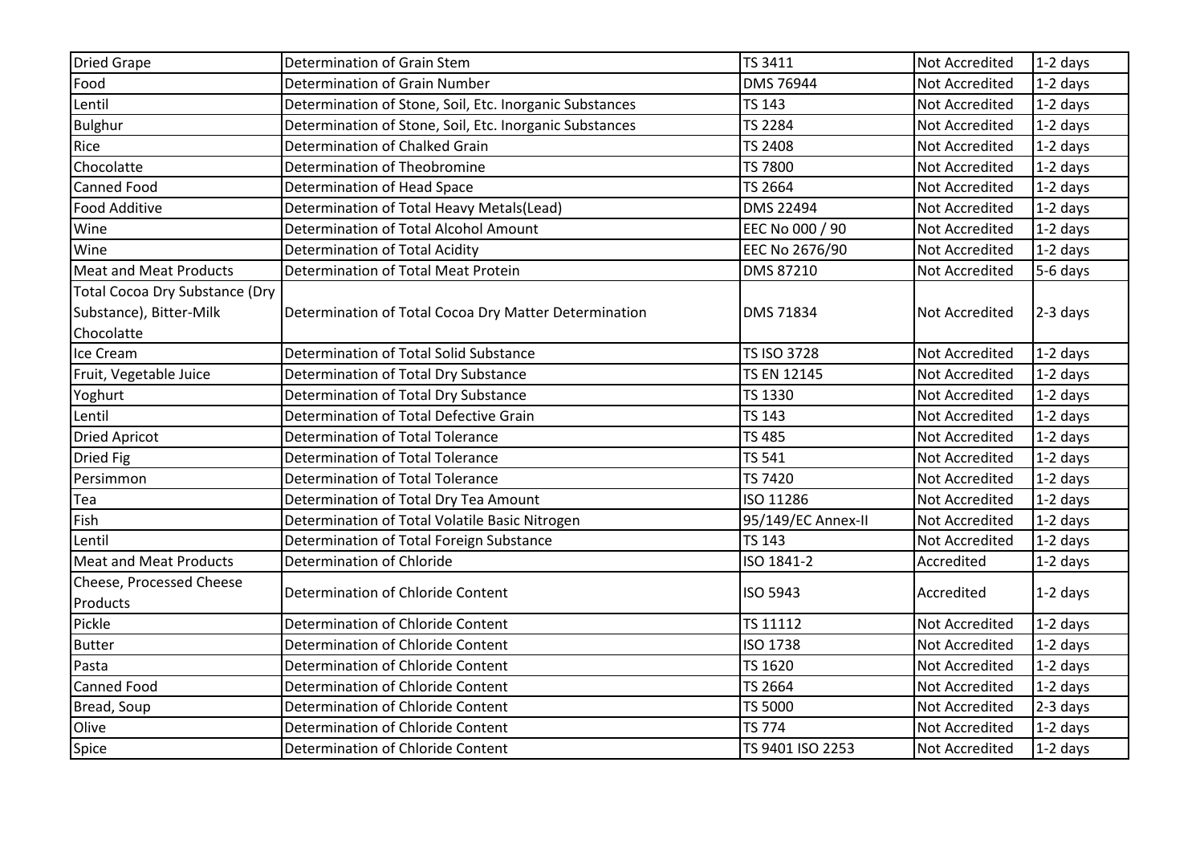| Dried Grape | Determination of Grain Stem | TS 3411 | Not Accredited | 1-2 days |
|---|---|---|---|---|
| Food | Determination of Grain Number | DMS 76944 | Not Accredited | 1-2 days |
| Lentil | Determination of Stone, Soil, Etc. Inorganic Substances | TS 143 | Not Accredited | 1-2 days |
| Bulghur | Determination of Stone, Soil, Etc. Inorganic Substances | TS 2284 | Not Accredited | 1-2 days |
| Rice | Determination of Chalked Grain | TS 2408 | Not Accredited | 1-2 days |
| Chocolatte | Determination of Theobromine | TS 7800 | Not Accredited | 1-2 days |
| Canned Food | Determination of Head Space | TS 2664 | Not Accredited | 1-2 days |
| Food Additive | Determination of Total Heavy Metals(Lead) | DMS 22494 | Not Accredited | 1-2 days |
| Wine | Determination of Total Alcohol Amount | EEC No 000 / 90 | Not Accredited | 1-2 days |
| Wine | Determination of Total Acidity | EEC No 2676/90 | Not Accredited | 1-2 days |
| Meat and Meat Products | Determination of Total Meat Protein | DMS 87210 | Not Accredited | 5-6 days |
| Total Cocoa Dry Substance (Dry Substance), Bitter-Milk Chocolatte | Determination of Total Cocoa Dry Matter Determination | DMS 71834 | Not Accredited | 2-3 days |
| Ice Cream | Determination of Total Solid Substance | TS ISO 3728 | Not Accredited | 1-2 days |
| Fruit, Vegetable Juice | Determination of Total Dry Substance | TS EN 12145 | Not Accredited | 1-2 days |
| Yoghurt | Determination of Total Dry Substance | TS 1330 | Not Accredited | 1-2 days |
| Lentil | Determination of Total Defective Grain | TS 143 | Not Accredited | 1-2 days |
| Dried Apricot | Determination of Total Tolerance | TS 485 | Not Accredited | 1-2 days |
| Dried Fig | Determination of Total Tolerance | TS 541 | Not Accredited | 1-2 days |
| Persimmon | Determination of Total Tolerance | TS 7420 | Not Accredited | 1-2 days |
| Tea | Determination of Total Dry Tea Amount | ISO 11286 | Not Accredited | 1-2 days |
| Fish | Determination of Total Volatile Basic Nitrogen | 95/149/EC Annex-II | Not Accredited | 1-2 days |
| Lentil | Determination of Total Foreign Substance | TS 143 | Not Accredited | 1-2 days |
| Meat and Meat Products | Determination of Chloride | ISO 1841-2 | Accredited | 1-2 days |
| Cheese, Processed Cheese Products | Determination of Chloride Content | ISO 5943 | Accredited | 1-2 days |
| Pickle | Determination of Chloride Content | TS 11112 | Not Accredited | 1-2 days |
| Butter | Determination of Chloride Content | ISO 1738 | Not Accredited | 1-2 days |
| Pasta | Determination of Chloride Content | TS 1620 | Not Accredited | 1-2 days |
| Canned Food | Determination of Chloride Content | TS 2664 | Not Accredited | 1-2 days |
| Bread, Soup | Determination of Chloride Content | TS 5000 | Not Accredited | 2-3 days |
| Olive | Determination of Chloride Content | TS 774 | Not Accredited | 1-2 days |
| Spice | Determination of Chloride Content | TS 9401 ISO 2253 | Not Accredited | 1-2 days |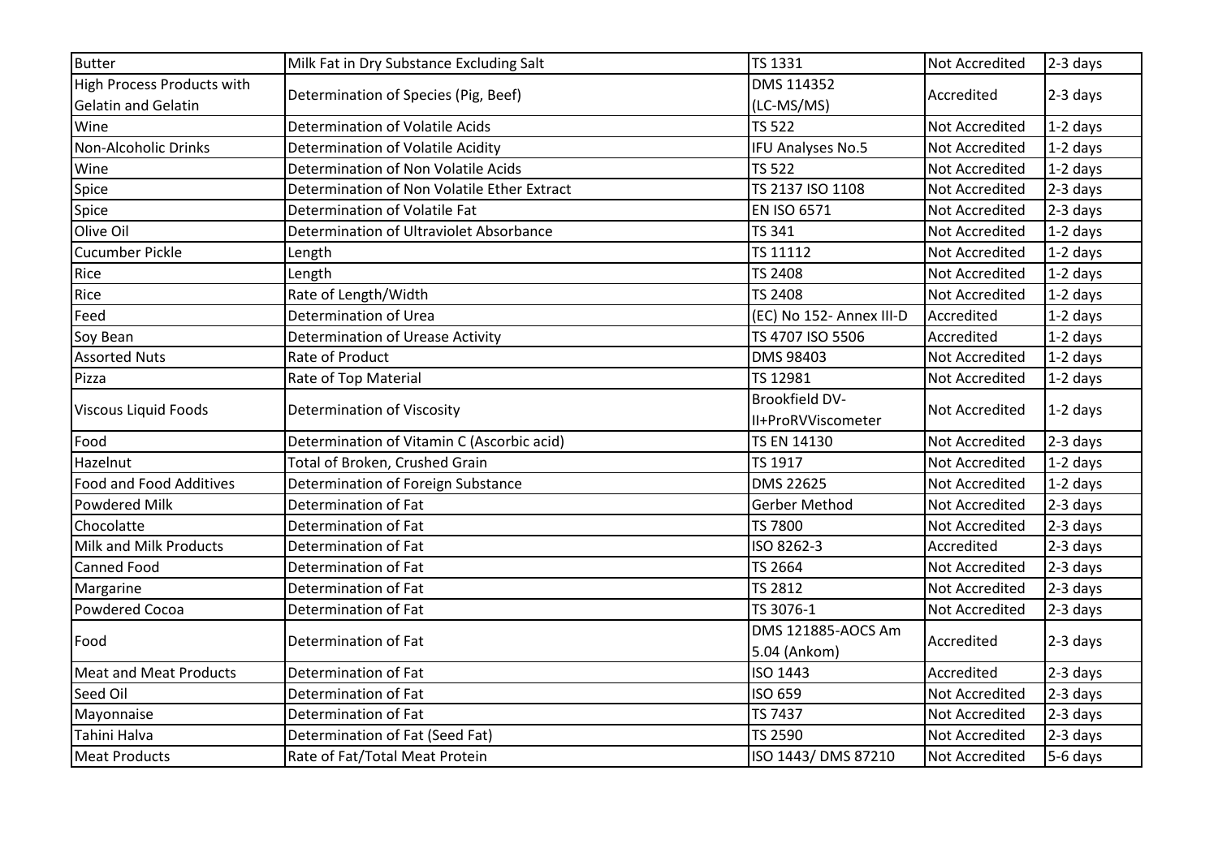| Butter | Milk Fat in Dry Substance Excluding Salt | TS 1331 | Not Accredited | 2-3 days |
|---|---|---|---|---|
| High Process Products with Gelatin and Gelatin | Determination of Species (Pig, Beef) | DMS 114352 (LC-MS/MS) | Accredited | 2-3 days |
| Wine | Determination of Volatile Acids | TS 522 | Not Accredited | 1-2 days |
| Non-Alcoholic Drinks | Determination of Volatile Acidity | IFU Analyses No.5 | Not Accredited | 1-2 days |
| Wine | Determination of Non Volatile Acids | TS 522 | Not Accredited | 1-2 days |
| Spice | Determination of Non Volatile Ether Extract | TS 2137 ISO 1108 | Not Accredited | 2-3 days |
| Spice | Determination of Volatile Fat | EN ISO 6571 | Not Accredited | 2-3 days |
| Olive Oil | Determination of Ultraviolet Absorbance | TS 341 | Not Accredited | 1-2 days |
| Cucumber Pickle | Length | TS 11112 | Not Accredited | 1-2 days |
| Rice | Length | TS 2408 | Not Accredited | 1-2 days |
| Rice | Rate of Length/Width | TS 2408 | Not Accredited | 1-2 days |
| Feed | Determination of Urea | (EC) No 152- Annex III-D | Accredited | 1-2 days |
| Soy Bean | Determination of Urease Activity | TS 4707 ISO 5506 | Accredited | 1-2 days |
| Assorted Nuts | Rate of Product | DMS 98403 | Not Accredited | 1-2 days |
| Pizza | Rate of Top Material | TS 12981 | Not Accredited | 1-2 days |
| Viscous Liquid Foods | Determination of Viscosity | Brookfield DV-II+ProRVViscometer | Not Accredited | 1-2 days |
| Food | Determination of Vitamin C (Ascorbic acid) | TS EN 14130 | Not Accredited | 2-3 days |
| Hazelnut | Total of Broken, Crushed Grain | TS 1917 | Not Accredited | 1-2 days |
| Food and Food Additives | Determination of Foreign Substance | DMS 22625 | Not Accredited | 1-2 days |
| Powdered Milk | Determination of Fat | Gerber Method | Not Accredited | 2-3 days |
| Chocolatte | Determination of Fat | TS 7800 | Not Accredited | 2-3 days |
| Milk and Milk Products | Determination of Fat | ISO 8262-3 | Accredited | 2-3 days |
| Canned Food | Determination of Fat | TS 2664 | Not Accredited | 2-3 days |
| Margarine | Determination of Fat | TS 2812 | Not Accredited | 2-3 days |
| Powdered Cocoa | Determination of Fat | TS 3076-1 | Not Accredited | 2-3 days |
| Food | Determination of Fat | DMS 121885-AOCS Am 5.04 (Ankom) | Accredited | 2-3 days |
| Meat and Meat Products | Determination of Fat | ISO 1443 | Accredited | 2-3 days |
| Seed Oil | Determination of Fat | ISO 659 | Not Accredited | 2-3 days |
| Mayonnaise | Determination of Fat | TS 7437 | Not Accredited | 2-3 days |
| Tahini Halva | Determination of Fat (Seed Fat) | TS 2590 | Not Accredited | 2-3 days |
| Meat Products | Rate of Fat/Total Meat Protein | ISO 1443/ DMS 87210 | Not Accredited | 5-6 days |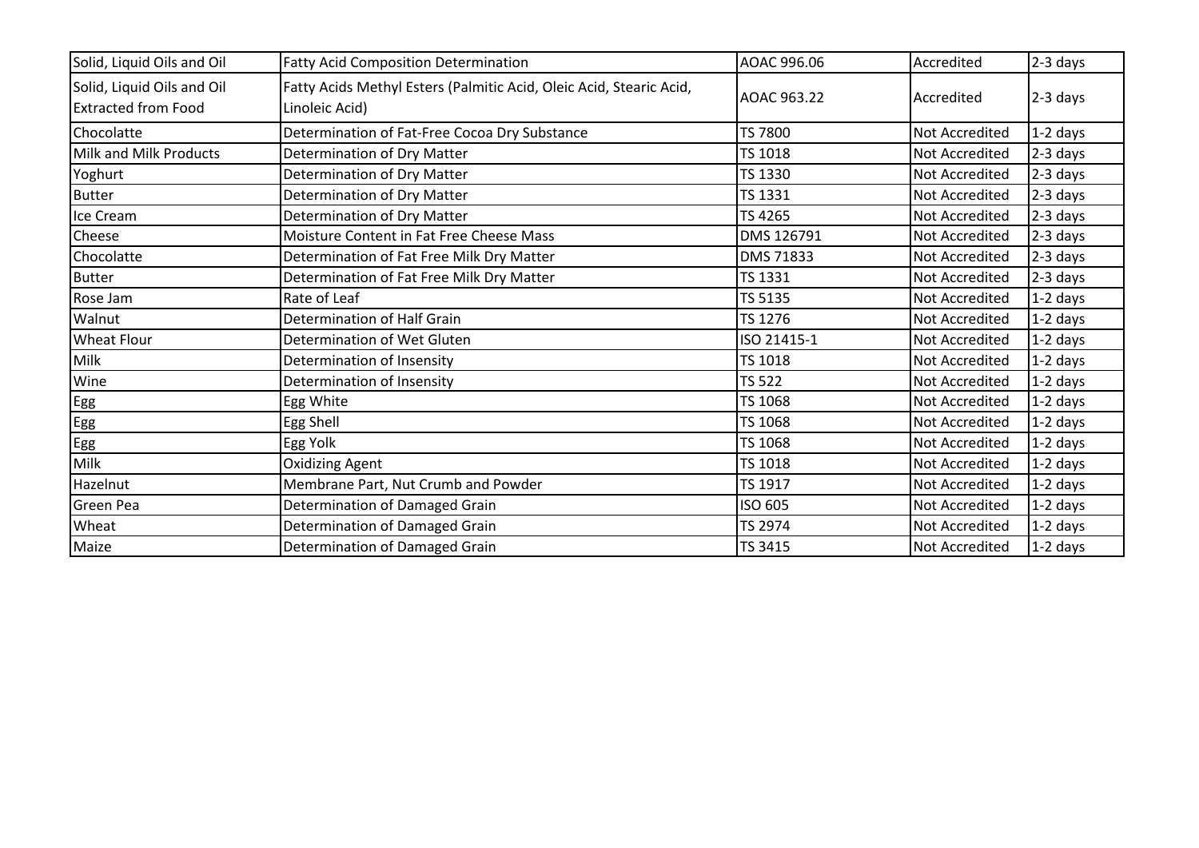| | | | | |
|---|---|---|---|---|
| Solid, Liquid Oils and Oil | Fatty Acid Composition Determination | AOAC 996.06 | Accredited | 2-3 days |
| Solid, Liquid Oils and Oil Extracted from Food | Fatty Acids Methyl Esters (Palmitic Acid, Oleic Acid, Stearic Acid, Linoleic Acid) | AOAC 963.22 | Accredited | 2-3 days |
| Chocolatte | Determination of Fat-Free Cocoa Dry Substance | TS 7800 | Not Accredited | 1-2 days |
| Milk and Milk Products | Determination of Dry Matter | TS 1018 | Not Accredited | 2-3 days |
| Yoghurt | Determination of Dry Matter | TS 1330 | Not Accredited | 2-3 days |
| Butter | Determination of Dry Matter | TS 1331 | Not Accredited | 2-3 days |
| Ice Cream | Determination of Dry Matter | TS 4265 | Not Accredited | 2-3 days |
| Cheese | Moisture Content in Fat Free Cheese Mass | DMS 126791 | Not Accredited | 2-3 days |
| Chocolatte | Determination of Fat Free Milk Dry Matter | DMS 71833 | Not Accredited | 2-3 days |
| Butter | Determination of Fat Free Milk Dry Matter | TS 1331 | Not Accredited | 2-3 days |
| Rose Jam | Rate of Leaf | TS 5135 | Not Accredited | 1-2 days |
| Walnut | Determination of Half Grain | TS 1276 | Not Accredited | 1-2 days |
| Wheat Flour | Determination of Wet Gluten | ISO 21415-1 | Not Accredited | 1-2 days |
| Milk | Determination of Insensity | TS 1018 | Not Accredited | 1-2 days |
| Wine | Determination of Insensity | TS 522 | Not Accredited | 1-2 days |
| Egg | Egg White | TS 1068 | Not Accredited | 1-2 days |
| Egg | Egg Shell | TS 1068 | Not Accredited | 1-2 days |
| Egg | Egg Yolk | TS 1068 | Not Accredited | 1-2 days |
| Milk | Oxidizing Agent | TS 1018 | Not Accredited | 1-2 days |
| Hazelnut | Membrane Part, Nut Crumb and Powder | TS 1917 | Not Accredited | 1-2 days |
| Green Pea | Determination of Damaged Grain | ISO 605 | Not Accredited | 1-2 days |
| Wheat | Determination of Damaged Grain | TS 2974 | Not Accredited | 1-2 days |
| Maize | Determination of Damaged Grain | TS 3415 | Not Accredited | 1-2 days |